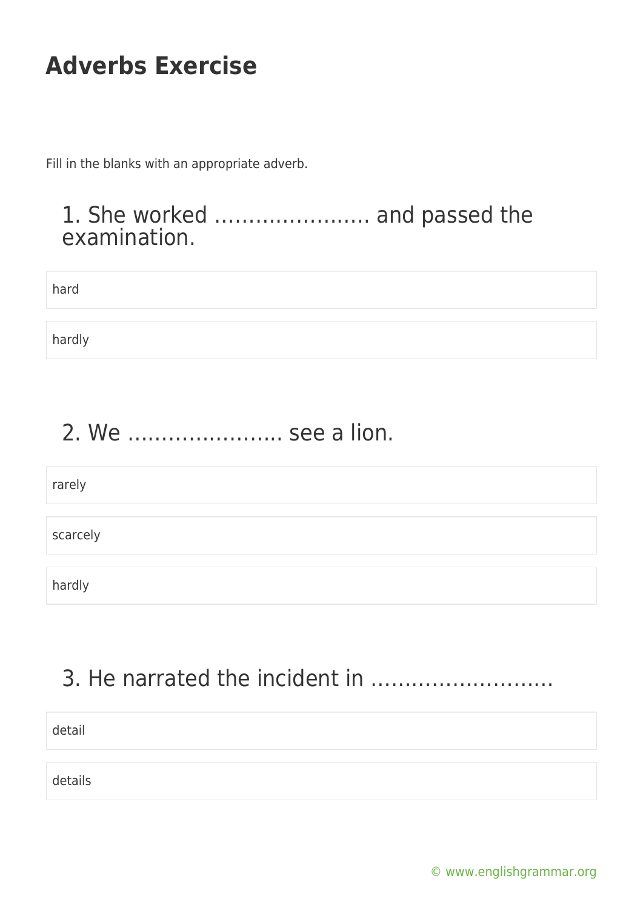# Adverbs Exercise

Fill in the blanks with an appropriate adverb.

## 1. She worked ………………….. and passed the examination.

- hard
- hardly

## 2. We ………………….. see a lion.

- rarely
- scarcely
- hardly

## 3. He narrated the incident in ……………………..

- detail
- details

© www.englishgrammar.org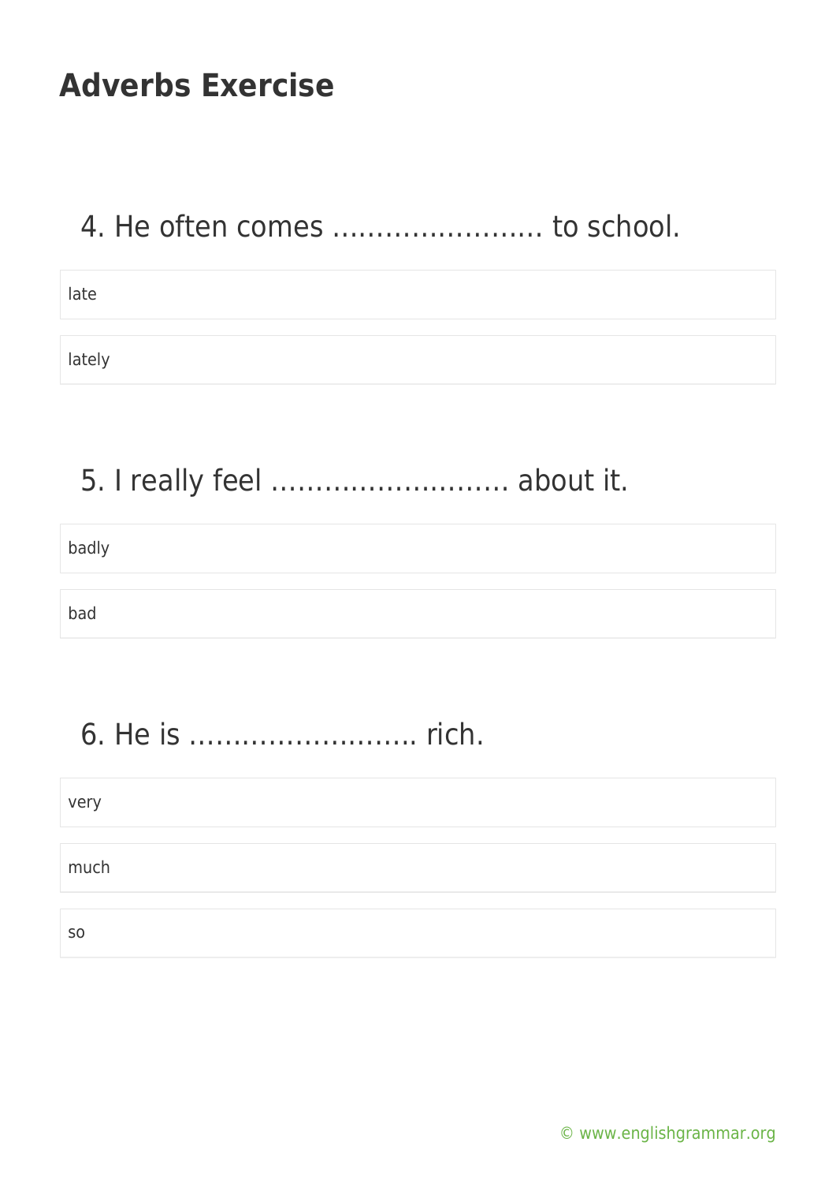# Adverbs Exercise

4. He often comes …………………… to school.

- late
- lately

5. I really feel ……………………… about it.

- badly
- bad

6. He is …………………….. rich.

- very
- much
- so

© www.englishgrammar.org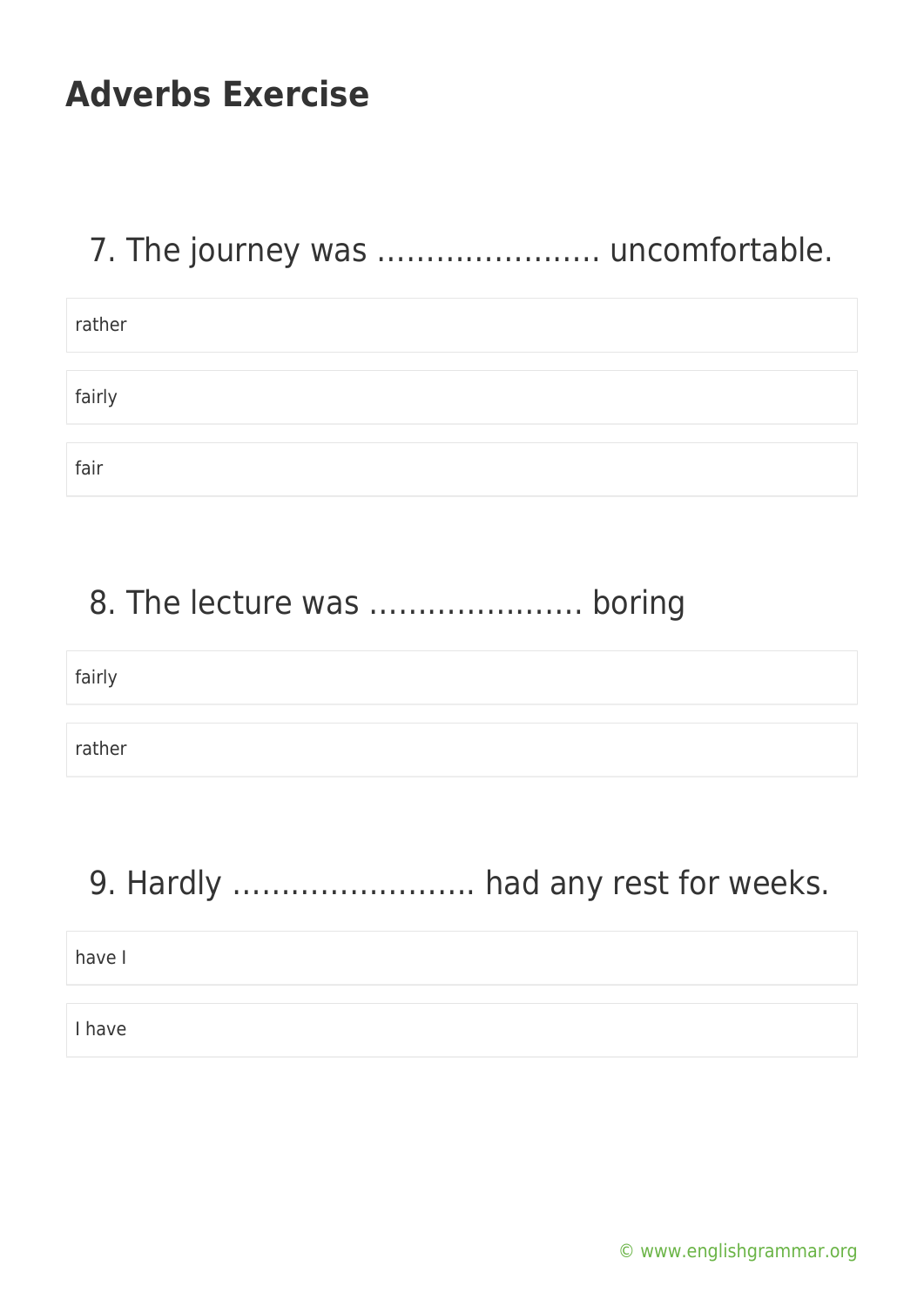# Adverbs Exercise

7. The journey was ………………….. uncomfortable.

- rather
- fairly
- fair

8. The lecture was …………………. boring

- fairly
- rather

9. Hardly ……………………. had any rest for weeks.

- have I
- I have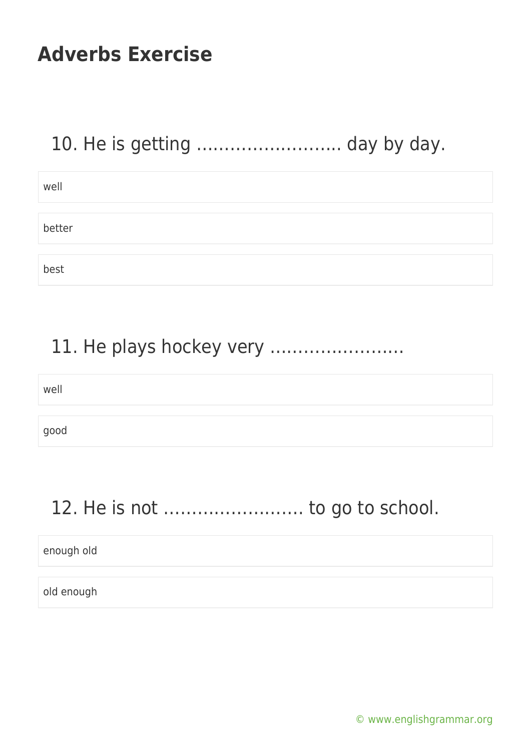# Adverbs Exercise

10. He is getting ………………….…. day by day.

- well
- better
- best

11. He plays hockey very …………………..

- well
- good

12. He is not ……………………. to go to school.

- enough old
- old enough

© www.englishgrammar.org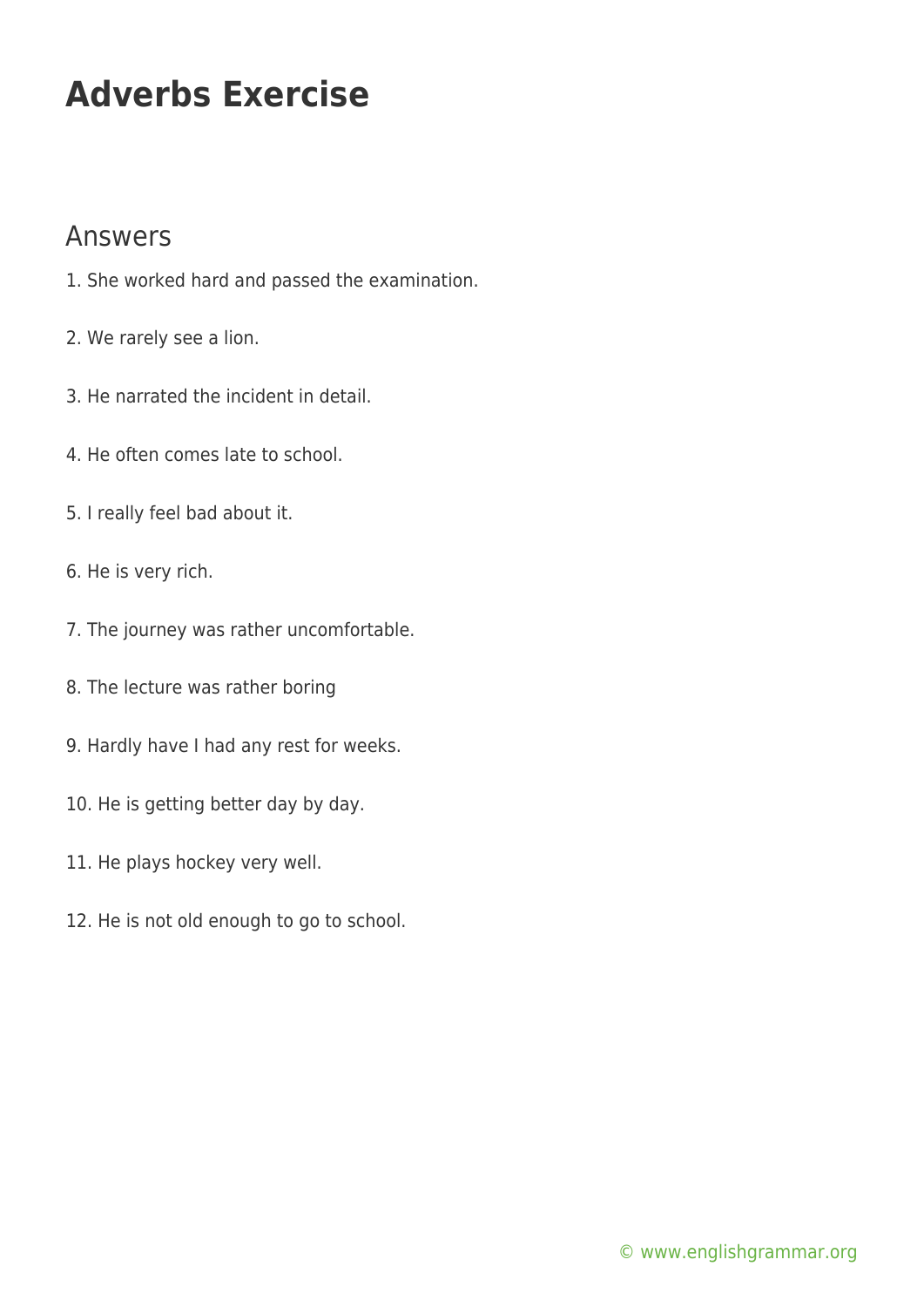# Adverbs Exercise

## Answers

1. She worked hard and passed the examination.

2. We rarely see a lion.

3. He narrated the incident in detail.

4. He often comes late to school.

5. I really feel bad about it.

6. He is very rich.

7. The journey was rather uncomfortable.

8. The lecture was rather boring

9. Hardly have I had any rest for weeks.

10. He is getting better day by day.

11. He plays hockey very well.

12. He is not old enough to go to school.